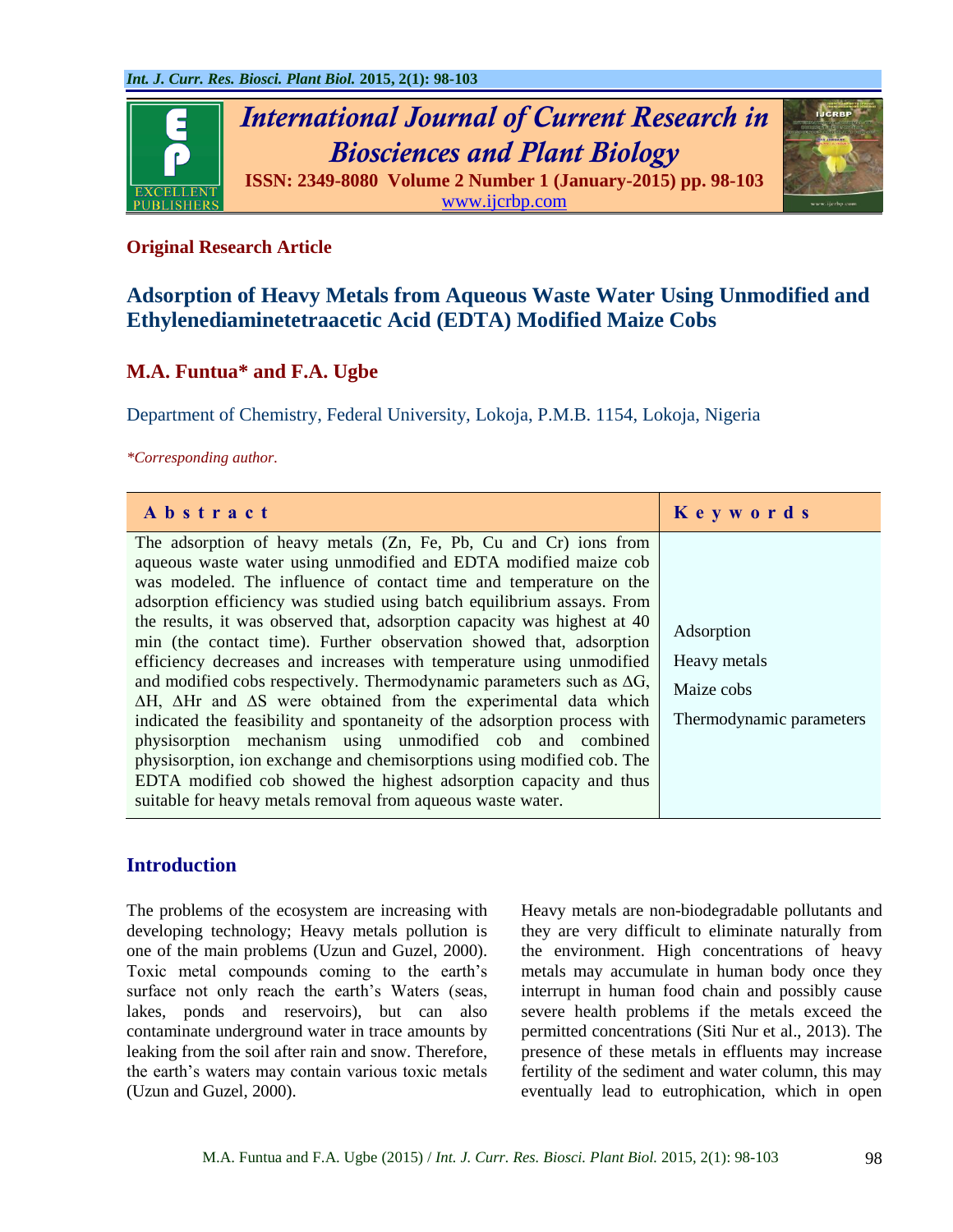**Original Research Article**

# Adsorption of Heavy Metals from Aqueous Waste Water Using Unmodified and Ethylenediaminetetraacetic Acid (EDTA) Modified Maize Cobs

## M.A. Funtua* and F.A. Ugbe

Department of Chemistry, Federal University, Lokoja, P.M.B. 1154, Lokoja, Nigeria

*\*Corresponding author.*

| Abstract | Keywords |
|---|---|
| The adsorption of heavy metals (Zn, Fe, Pb, Cu and Cr) ions from aqueous waste water using unmodified and EDTA modified maize cob was modeled. The influence of contact time and temperature on the adsorption efficiency was studied using batch equilibrium assays. From the results, it was observed that, adsorption capacity was highest at 40 min (the contact time). Further observation showed that, adsorption efficiency decreases and increases with temperature using unmodified and modified cobs respectively. Thermodynamic parameters such as ΔG, ΔH, ΔHr and ΔS were obtained from the experimental data which indicated the feasibility and spontaneity of the adsorption process with physisorption mechanism using unmodified cob and combined physisorption, ion exchange and chemisorptions using modified cob. The EDTA modified cob showed the highest adsorption capacity and thus suitable for heavy metals removal from aqueous waste water. | Adsorption<br>Heavy metals<br>Maize cobs<br>Thermodynamic parameters |

## Introduction

The problems of the ecosystem are increasing with developing technology; Heavy metals pollution is one of the main problems (Uzun and Guzel, 2000). Toxic metal compounds coming to the earth's surface not only reach the earth's Waters (seas, lakes, ponds and reservoirs), but can also contaminate underground water in trace amounts by leaking from the soil after rain and snow. Therefore, the earth's waters may contain various toxic metals (Uzun and Guzel, 2000).

Heavy metals are non-biodegradable pollutants and they are very difficult to eliminate naturally from the environment. High concentrations of heavy metals may accumulate in human body once they interrupt in human food chain and possibly cause severe health problems if the metals exceed the permitted concentrations (Siti Nur et al., 2013). The presence of these metals in effluents may increase fertility of the sediment and water column, this may eventually lead to eutrophication, which in open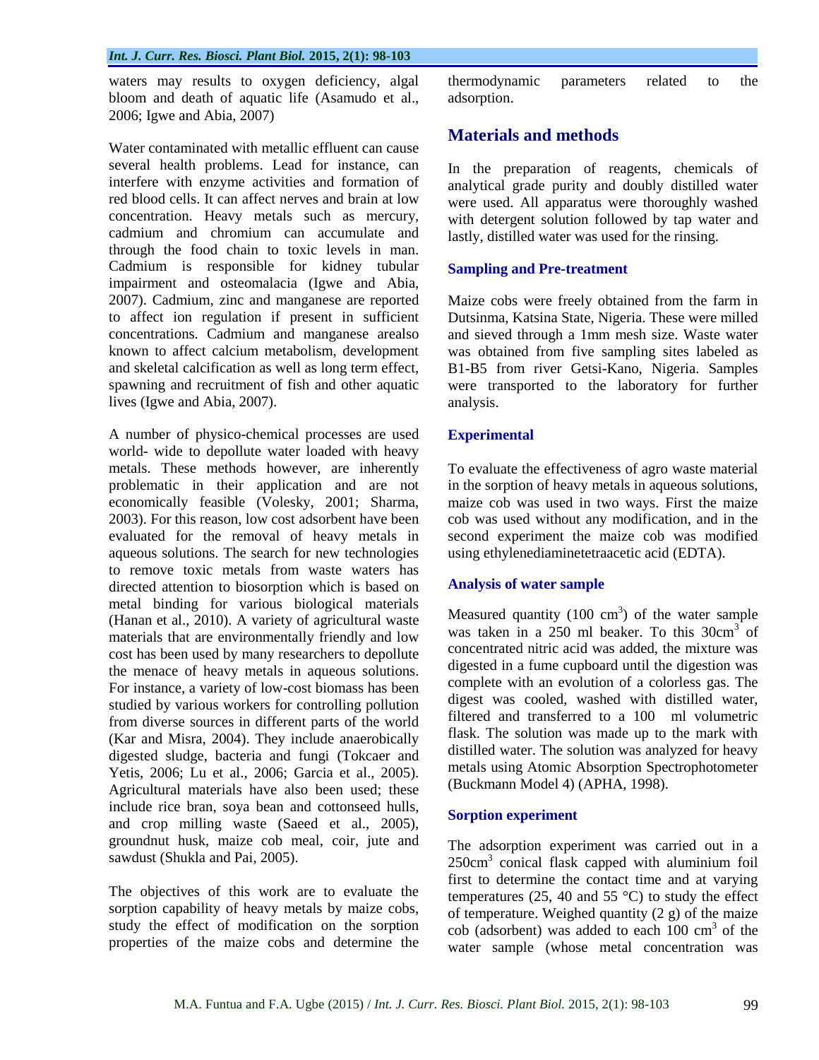waters may results to oxygen deficiency, algal bloom and death of aquatic life (Asamudo et al., 2006; Igwe and Abia, 2007)

Water contaminated with metallic effluent can cause several health problems. Lead for instance, can interfere with enzyme activities and formation of red blood cells. It can affect nerves and brain at low concentration. Heavy metals such as mercury, cadmium and chromium can accumulate and through the food chain to toxic levels in man. Cadmium is responsible for kidney tubular impairment and osteomalacia (Igwe and Abia, 2007). Cadmium, zinc and manganese are reported to affect ion regulation if present in sufficient concentrations. Cadmium and manganese arealso known to affect calcium metabolism, development and skeletal calcification as well as long term effect, spawning and recruitment of fish and other aquatic lives (Igwe and Abia, 2007).

A number of physico-chemical processes are used world- wide to depollute water loaded with heavy metals. These methods however, are inherently problematic in their application and are not economically feasible (Volesky, 2001; Sharma, 2003). For this reason, low cost adsorbent have been evaluated for the removal of heavy metals in aqueous solutions. The search for new technologies to remove toxic metals from waste waters has directed attention to biosorption which is based on metal binding for various biological materials (Hanan et al., 2010). A variety of agricultural waste materials that are environmentally friendly and low cost has been used by many researchers to depollute the menace of heavy metals in aqueous solutions. For instance, a variety of low-cost biomass has been studied by various workers for controlling pollution from diverse sources in different parts of the world (Kar and Misra, 2004). They include anaerobically digested sludge, bacteria and fungi (Tokcaer and Yetis, 2006; Lu et al., 2006; Garcia et al., 2005). Agricultural materials have also been used; these include rice bran, soya bean and cottonseed hulls, and crop milling waste (Saeed et al., 2005), groundnut husk, maize cob meal, coir, jute and sawdust (Shukla and Pai, 2005).

The objectives of this work are to evaluate the sorption capability of heavy metals by maize cobs, study the effect of modification on the sorption properties of the maize cobs and determine the thermodynamic parameters related to the adsorption.

## Materials and methods

In the preparation of reagents, chemicals of analytical grade purity and doubly distilled water were used. All apparatus were thoroughly washed with detergent solution followed by tap water and lastly, distilled water was used for the rinsing.

### Sampling and Pre-treatment

Maize cobs were freely obtained from the farm in Dutsinma, Katsina State, Nigeria. These were milled and sieved through a 1mm mesh size. Waste water was obtained from five sampling sites labeled as B1-B5 from river Getsi-Kano, Nigeria. Samples were transported to the laboratory for further analysis.

### Experimental

To evaluate the effectiveness of agro waste material in the sorption of heavy metals in aqueous solutions, maize cob was used in two ways. First the maize cob was used without any modification, and in the second experiment the maize cob was modified using ethylenediaminetetraacetic acid (EDTA).

### Analysis of water sample

Measured quantity (100 $cm^3$) of the water sample was taken in a 250 ml beaker. To this 30$cm^3$ of concentrated nitric acid was added, the mixture was digested in a fume cupboard until the digestion was complete with an evolution of a colorless gas. The digest was cooled, washed with distilled water, filtered and transferred to a 100 ml volumetric flask. The solution was made up to the mark with distilled water. The solution was analyzed for heavy metals using Atomic Absorption Spectrophotometer (Buckmann Model 4) (APHA, 1998).

### Sorption experiment

The adsorption experiment was carried out in a 250$cm^3$ conical flask capped with aluminium foil first to determine the contact time and at varying temperatures (25, 40 and 55 °C) to study the effect of temperature. Weighed quantity (2 g) of the maize cob (adsorbent) was added to each 100 $cm^3$ of the water sample (whose metal concentration was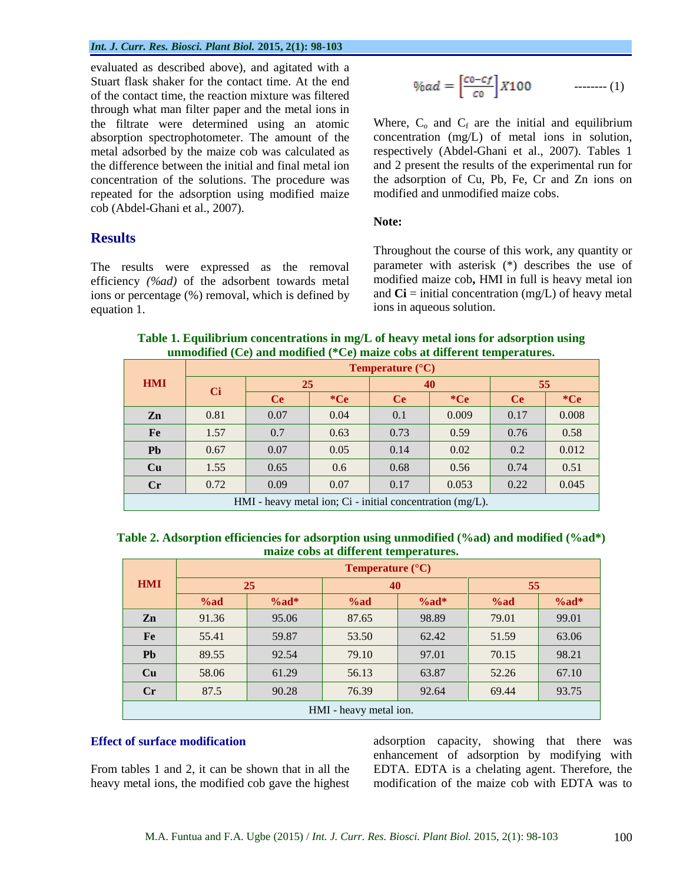evaluated as described above), and agitated with a Stuart flask shaker for the contact time. At the end of the contact time, the reaction mixture was filtered through what man filter paper and the metal ions in the filtrate were determined using an atomic absorption spectrophotometer. The amount of the metal adsorbed by the maize cob was calculated as the difference between the initial and final metal ion concentration of the solutions. The procedure was repeated for the adsorption using modified maize cob (Abdel-Ghani et al., 2007).

## Results

The results were expressed as the removal efficiency *(%ad)* of the adsorbent towards metal ions or percentage (%) removal, which is defined by equation 1.

$$\%ad = \left[\frac{co - cf}{co}\right] X100 \qquad \text{-------- (1)}$$

Where, $C_o$ and $C_f$ are the initial and equilibrium concentration (mg/L) of metal ions in solution, respectively (Abdel-Ghani et al., 2007). Tables 1 and 2 present the results of the experimental run for the adsorption of Cu, Pb, Fe, Cr and Zn ions on modified and unmodified maize cobs.

**Note:**

Throughout the course of this work, any quantity or parameter with asterisk (*) describes the use of modified maize cob**,** HMI in full is heavy metal ion and **Ci** = initial concentration (mg/L) of heavy metal ions in aqueous solution.

**Table 1. Equilibrium concentrations in mg/L of heavy metal ions for adsorption using unmodified (Ce) and modified (*Ce) maize cobs at different temperatures.**

| HMI | Ci | Temperature (°C) | | | | | |
|---|---|---|---|---|---|---|---|
| | | 25 | | 40 | | 55 | |
| | | Ce | *Ce | Ce | *Ce | Ce | *Ce |
| Zn | 0.81 | 0.07 | 0.04 | 0.1 | 0.009 | 0.17 | 0.008 |
| Fe | 1.57 | 0.7 | 0.63 | 0.73 | 0.59 | 0.76 | 0.58 |
| Pb | 0.67 | 0.07 | 0.05 | 0.14 | 0.02 | 0.2 | 0.012 |
| Cu | 1.55 | 0.65 | 0.6 | 0.68 | 0.56 | 0.74 | 0.51 |
| Cr | 0.72 | 0.09 | 0.07 | 0.17 | 0.053 | 0.22 | 0.045 |

HMI - heavy metal ion; Ci - initial concentration (mg/L).

**Table 2. Adsorption efficiencies for adsorption using unmodified (%ad) and modified (%ad*) maize cobs at different temperatures.**

| HMI | Temperature (°C) | | | | | |
|---|---|---|---|---|---|---|
| | 25 | | 40 | | 55 | |
| | %ad | %ad* | %ad | %ad* | %ad | %ad* |
| Zn | 91.36 | 95.06 | 87.65 | 98.89 | 79.01 | 99.01 |
| Fe | 55.41 | 59.87 | 53.50 | 62.42 | 51.59 | 63.06 |
| Pb | 89.55 | 92.54 | 79.10 | 97.01 | 70.15 | 98.21 |
| Cu | 58.06 | 61.29 | 56.13 | 63.87 | 52.26 | 67.10 |
| Cr | 87.5 | 90.28 | 76.39 | 92.64 | 69.44 | 93.75 |

HMI - heavy metal ion.

### Effect of surface modification

From tables 1 and 2, it can be shown that in all the heavy metal ions, the modified cob gave the highest adsorption capacity, showing that there was enhancement of adsorption by modifying with EDTA. EDTA is a chelating agent. Therefore, the modification of the maize cob with EDTA was to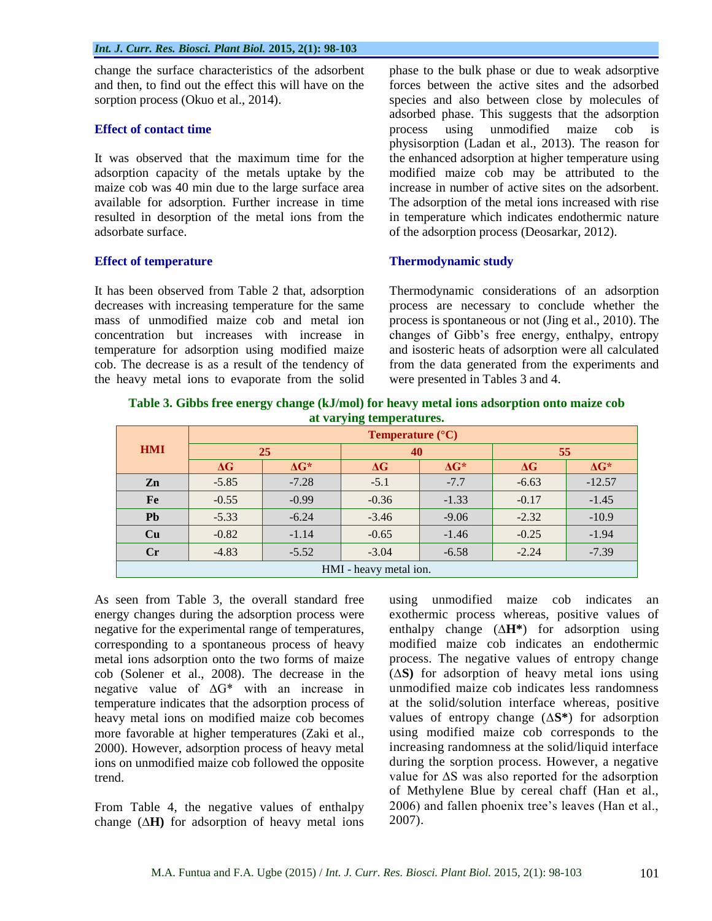change the surface characteristics of the adsorbent and then, to find out the effect this will have on the sorption process (Okuo et al., 2014).

## Effect of contact time

It was observed that the maximum time for the adsorption capacity of the metals uptake by the maize cob was 40 min due to the large surface area available for adsorption. Further increase in time resulted in desorption of the metal ions from the adsorbate surface.

## Effect of temperature

It has been observed from Table 2 that, adsorption decreases with increasing temperature for the same mass of unmodified maize cob and metal ion concentration but increases with increase in temperature for adsorption using modified maize cob. The decrease is as a result of the tendency of the heavy metal ions to evaporate from the solid phase to the bulk phase or due to weak adsorptive forces between the active sites and the adsorbed species and also between close by molecules of adsorbed phase. This suggests that the adsorption process using unmodified maize cob is physisorption (Ladan et al., 2013). The reason for the enhanced adsorption at higher temperature using modified maize cob may be attributed to the increase in number of active sites on the adsorbent. The adsorption of the metal ions increased with rise in temperature which indicates endothermic nature of the adsorption process (Deosarkar, 2012).

## Thermodynamic study

Thermodynamic considerations of an adsorption process are necessary to conclude whether the process is spontaneous or not (Jing et al., 2010). The changes of Gibb's free energy, enthalpy, entropy and isosteric heats of adsorption were all calculated from the data generated from the experiments and were presented in Tables 3 and 4.

**Table 3. Gibbs free energy change (kJ/mol) for heavy metal ions adsorption onto maize cob at varying temperatures.**

| HMI | Temperature (°C) | | | | | |
|---|---|---|---|---|---|---|
| | 25 | | 40 | | 55 | |
| | ΔG | ΔG* | ΔG | ΔG* | ΔG | ΔG* |
| Zn | -5.85 | -7.28 | -5.1 | -7.7 | -6.63 | -12.57 |
| Fe | -0.55 | -0.99 | -0.36 | -1.33 | -0.17 | -1.45 |
| Pb | -5.33 | -6.24 | -3.46 | -9.06 | -2.32 | -10.9 |
| Cu | -0.82 | -1.14 | -0.65 | -1.46 | -0.25 | -1.94 |
| Cr | -4.83 | -5.52 | -3.04 | -6.58 | -2.24 | -7.39 |

HMI - heavy metal ion.

As seen from Table 3, the overall standard free energy changes during the adsorption process were negative for the experimental range of temperatures, corresponding to a spontaneous process of heavy metal ions adsorption onto the two forms of maize cob (Solener et al., 2008). The decrease in the negative value of ΔG* with an increase in temperature indicates that the adsorption process of heavy metal ions on modified maize cob becomes more favorable at higher temperatures (Zaki et al., 2000). However, adsorption process of heavy metal ions on unmodified maize cob followed the opposite trend.

From Table 4, the negative values of enthalpy change (**ΔH)** for adsorption of heavy metal ions using unmodified maize cob indicates an exothermic process whereas, positive values of enthalpy change (**ΔH\***) for adsorption using modified maize cob indicates an endothermic process. The negative values of entropy change (**ΔS)** for adsorption of heavy metal ions using unmodified maize cob indicates less randomness at the solid/solution interface whereas, positive values of entropy change (**ΔS\***) for adsorption using modified maize cob corresponds to the increasing randomness at the solid/liquid interface during the sorption process. However, a negative value for ΔS was also reported for the adsorption of Methylene Blue by cereal chaff (Han et al., 2006) and fallen phoenix tree's leaves (Han et al., 2007).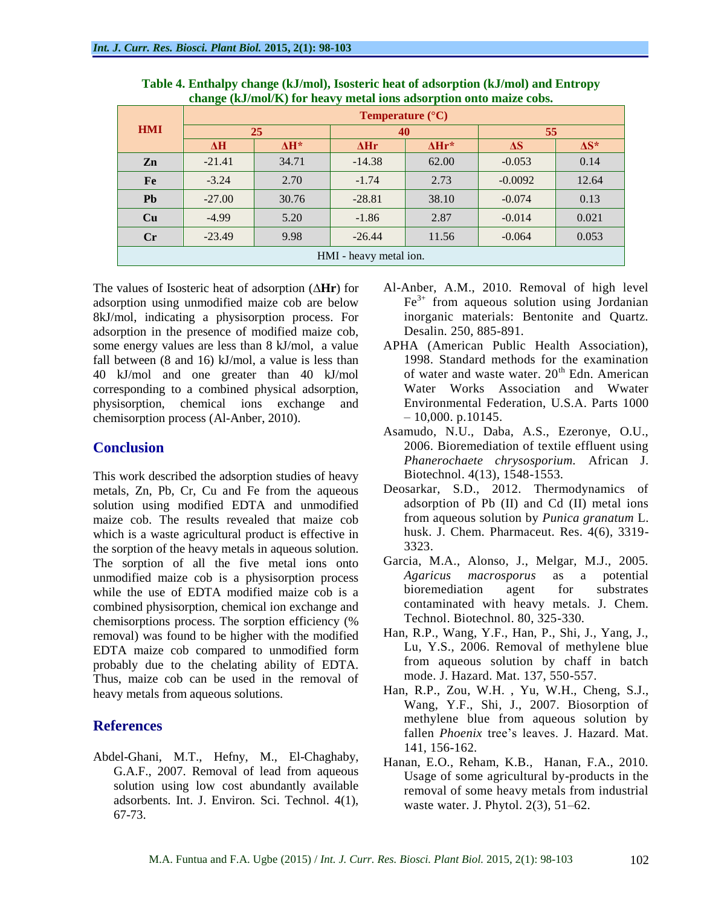**Table 4. Enthalpy change (kJ/mol), Isosteric heat of adsorption (kJ/mol) and Entropy change (kJ/mol/K) for heavy metal ions adsorption onto maize cobs.**

| HMI | Temperature (°C) | | | | | |
|---|---|---|---|---|---|---|
| | 25 | | 40 | | 55 | |
| | ΔH | ΔH* | ΔHr | ΔHr* | ΔS | ΔS* |
| Zn | -21.41 | 34.71 | -14.38 | 62.00 | -0.053 | 0.14 |
| Fe | -3.24 | 2.70 | -1.74 | 2.73 | -0.0092 | 12.64 |
| Pb | -27.00 | 30.76 | -28.81 | 38.10 | -0.074 | 0.13 |
| Cu | -4.99 | 5.20 | -1.86 | 2.87 | -0.014 | 0.021 |
| Cr | -23.49 | 9.98 | -26.44 | 11.56 | -0.064 | 0.053 |

HMI - heavy metal ion.

The values of Isosteric heat of adsorption (Δ**Hr**) for adsorption using unmodified maize cob are below 8kJ/mol, indicating a physisorption process. For adsorption in the presence of modified maize cob, some energy values are less than 8 kJ/mol, a value fall between (8 and 16) kJ/mol, a value is less than 40 kJ/mol and one greater than 40 kJ/mol corresponding to a combined physical adsorption, physisorption, chemical ions exchange and chemisorption process (Al-Anber, 2010).

## Conclusion

This work described the adsorption studies of heavy metals, Zn, Pb, Cr, Cu and Fe from the aqueous solution using modified EDTA and unmodified maize cob. The results revealed that maize cob which is a waste agricultural product is effective in the sorption of the heavy metals in aqueous solution. The sorption of all the five metal ions onto unmodified maize cob is a physisorption process while the use of EDTA modified maize cob is a combined physisorption, chemical ion exchange and chemisorptions process. The sorption efficiency (% removal) was found to be higher with the modified EDTA maize cob compared to unmodified form probably due to the chelating ability of EDTA. Thus, maize cob can be used in the removal of heavy metals from aqueous solutions.

## References

Abdel-Ghani, M.T., Hefny, M., El-Chaghaby, G.A.F., 2007. Removal of lead from aqueous solution using low cost abundantly available adsorbents. Int. J. Environ. Sci. Technol. 4(1), 67-73.

Al-Anber, A.M., 2010. Removal of high level $Fe^{3+}$ from aqueous solution using Jordanian inorganic materials: Bentonite and Quartz. Desalin. 250, 885-891.

APHA (American Public Health Association), 1998. Standard methods for the examination of water and waste water. 20th Edn. American Water Works Association and Wwater Environmental Federation, U.S.A. Parts 1000 – 10,000. p.10145.

Asamudo, N.U., Daba, A.S., Ezeronye, O.U., 2006. Bioremediation of textile effluent using *Phanerochaete chrysosporium*. African J. Biotechnol. 4(13), 1548-1553.

Deosarkar, S.D., 2012. Thermodynamics of adsorption of Pb (II) and Cd (II) metal ions from aqueous solution by *Punica granatum* L. husk. J. Chem. Pharmaceut. Res. 4(6), 3319-3323.

Garcia, M.A., Alonso, J., Melgar, M.J., 2005. *Agaricus macrosporus* as a potential bioremediation agent for substrates contaminated with heavy metals. J. Chem. Technol. Biotechnol. 80, 325-330.

Han, R.P., Wang, Y.F., Han, P., Shi, J., Yang, J., Lu, Y.S., 2006. Removal of methylene blue from aqueous solution by chaff in batch mode. J. Hazard. Mat. 137, 550-557.

Han, R.P., Zou, W.H. , Yu, W.H., Cheng, S.J., Wang, Y.F., Shi, J., 2007. Biosorption of methylene blue from aqueous solution by fallen *Phoenix* tree's leaves. J. Hazard. Mat. 141, 156-162.

Hanan, E.O., Reham, K.B., Hanan, F.A., 2010. Usage of some agricultural by-products in the removal of some heavy metals from industrial waste water. J. Phytol. 2(3), 51–62.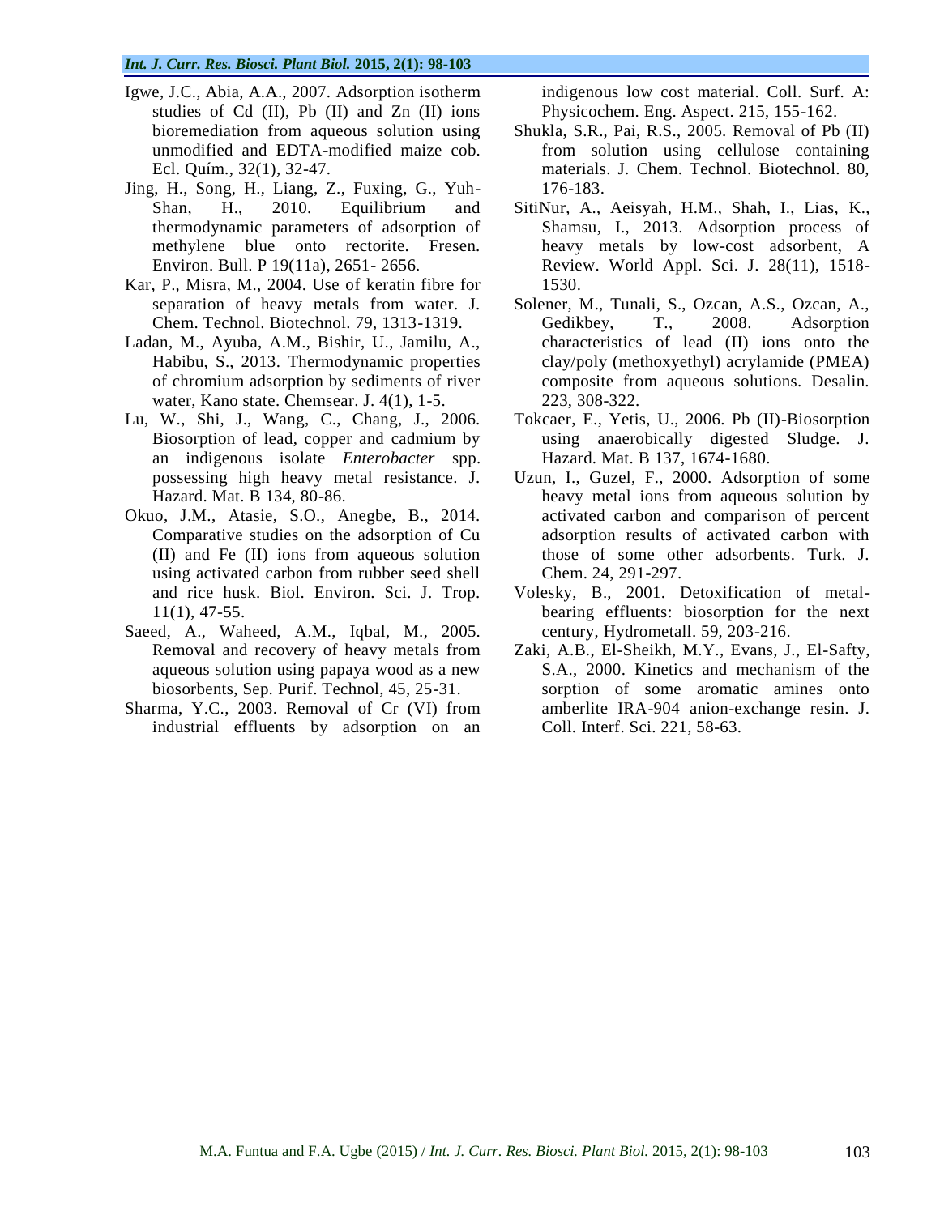Igwe, J.C., Abia, A.A., 2007. Adsorption isotherm studies of Cd (II), Pb (II) and Zn (II) ions bioremediation from aqueous solution using unmodified and EDTA-modified maize cob. Ecl. Quím., 32(1), 32-47.

Jing, H., Song, H., Liang, Z., Fuxing, G., Yuh-Shan, H., 2010. Equilibrium and thermodynamic parameters of adsorption of methylene blue onto rectorite. Fresen. Environ. Bull. P 19(11a), 2651- 2656.

Kar, P., Misra, M., 2004. Use of keratin fibre for separation of heavy metals from water. J. Chem. Technol. Biotechnol. 79, 1313-1319.

Ladan, M., Ayuba, A.M., Bishir, U., Jamilu, A., Habibu, S., 2013. Thermodynamic properties of chromium adsorption by sediments of river water, Kano state. Chemsear. J. 4(1), 1-5.

Lu, W., Shi, J., Wang, C., Chang, J., 2006. Biosorption of lead, copper and cadmium by an indigenous isolate *Enterobacter* spp. possessing high heavy metal resistance. J. Hazard. Mat. B 134, 80-86.

Okuo, J.M., Atasie, S.O., Anegbe, B., 2014. Comparative studies on the adsorption of Cu (II) and Fe (II) ions from aqueous solution using activated carbon from rubber seed shell and rice husk. Biol. Environ. Sci. J. Trop. 11(1), 47-55.

Saeed, A., Waheed, A.M., Iqbal, M., 2005. Removal and recovery of heavy metals from aqueous solution using papaya wood as a new biosorbents, Sep. Purif. Technol, 45, 25-31.

Sharma, Y.C., 2003. Removal of Cr (VI) from industrial effluents by adsorption on an indigenous low cost material. Coll. Surf. A: Physicochem. Eng. Aspect. 215, 155-162.

Shukla, S.R., Pai, R.S., 2005. Removal of Pb (II) from solution using cellulose containing materials. J. Chem. Technol. Biotechnol. 80, 176-183.

SitiNur, A., Aeisyah, H.M., Shah, I., Lias, K., Shamsu, I., 2013. Adsorption process of heavy metals by low-cost adsorbent, A Review. World Appl. Sci. J. 28(11), 1518-1530.

Solener, M., Tunali, S., Ozcan, A.S., Ozcan, A., Gedikbey, T., 2008. Adsorption characteristics of lead (II) ions onto the clay/poly (methoxyethyl) acrylamide (PMEA) composite from aqueous solutions. Desalin. 223, 308-322.

Tokcaer, E., Yetis, U., 2006. Pb (II)-Biosorption using anaerobically digested Sludge. J. Hazard. Mat. B 137, 1674-1680.

Uzun, I., Guzel, F., 2000. Adsorption of some heavy metal ions from aqueous solution by activated carbon and comparison of percent adsorption results of activated carbon with those of some other adsorbents. Turk. J. Chem. 24, 291-297.

Volesky, B., 2001. Detoxification of metal-bearing effluents: biosorption for the next century, Hydrometall. 59, 203-216.

Zaki, A.B., El-Sheikh, M.Y., Evans, J., El-Safty, S.A., 2000. Kinetics and mechanism of the sorption of some aromatic amines onto amberlite IRA-904 anion-exchange resin. J. Coll. Interf. Sci. 221, 58-63.